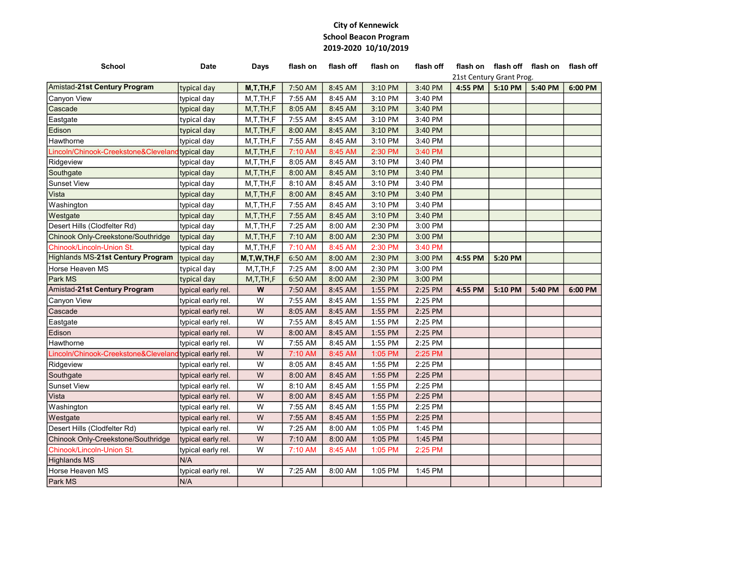**City of Kennewick**
**School Beacon Program**
**2019-2020 10/10/2019**

| School | Date | Days | flash on | flash off | flash on | flash off | flash on | flash off | flash on | flash off |
|---|---|---|---|---|---|---|---|---|---|---|
| | | | | | | | 21st Century Grant Prog. | | | |
| Amistad-**21st Century Program** | typical day | **M,T,TH,F** | 7:50 AM | 8:45 AM | 3:10 PM | 3:40 PM | **4:55 PM** | **5:10 PM** | **5:40 PM** | **6:00 PM** |
| Canyon View | typical day | M,T,TH,F | 7:55 AM | 8:45 AM | 3:10 PM | 3:40 PM | | | | |
| Cascade | typical day | M,T,TH,F | 8:05 AM | 8:45 AM | 3:10 PM | 3:40 PM | | | | |
| Eastgate | typical day | M,T,TH,F | 7:55 AM | 8:45 AM | 3:10 PM | 3:40 PM | | | | |
| Edison | typical day | M,T,TH,F | 8:00 AM | 8:45 AM | 3:10 PM | 3:40 PM | | | | |
| Hawthorne | typical day | M,T,TH,F | 7:55 AM | 8:45 AM | 3:10 PM | 3:40 PM | | | | |
| Lincoln/Chinook-Creekstone&Cleveland | typical day | M,T,TH,F | 7:10 AM | 8:45 AM | 2:30 PM | 3:40 PM | | | | |
| Ridgeview | typical day | M,T,TH,F | 8:05 AM | 8:45 AM | 3:10 PM | 3:40 PM | | | | |
| Southgate | typical day | M,T,TH,F | 8:00 AM | 8:45 AM | 3:10 PM | 3:40 PM | | | | |
| Sunset View | typical day | M,T,TH,F | 8:10 AM | 8:45 AM | 3:10 PM | 3:40 PM | | | | |
| Vista | typical day | M,T,TH,F | 8:00 AM | 8:45 AM | 3:10 PM | 3:40 PM | | | | |
| Washington | typical day | M,T,TH,F | 7:55 AM | 8:45 AM | 3:10 PM | 3:40 PM | | | | |
| Westgate | typical day | M,T,TH,F | 7:55 AM | 8:45 AM | 3:10 PM | 3:40 PM | | | | |
| Desert Hills (Clodfelter Rd) | typical day | M,T,TH,F | 7:25 AM | 8:00 AM | 2:30 PM | 3:00 PM | | | | |
| Chinook Only-Creekstone/Southridge | typical day | M,T,TH,F | 7:10 AM | 8:00 AM | 2:30 PM | 3:00 PM | | | | |
| Chinook/Lincoln-Union St. | typical day | M,T,TH,F | 7:10 AM | 8:45 AM | 2:30 PM | 3:40 PM | | | | |
| Highlands MS-**21st Century Program** | typical day | **M,T,W,TH,F** | 6:50 AM | 8:00 AM | 2:30 PM | 3:00 PM | **4:55 PM** | **5:20 PM** | | |
| Horse Heaven MS | typical day | M,T,TH,F | 7:25 AM | 8:00 AM | 2:30 PM | 3:00 PM | | | | |
| Park MS | typical day | M,T,TH,F | 6:50 AM | 8:00 AM | 2:30 PM | 3:00 PM | | | | |
| Amistad-**21st Century Program** | typical early rel. | **W** | 7:50 AM | 8:45 AM | 1:55 PM | 2:25 PM | **4:55 PM** | **5:10 PM** | **5:40 PM** | **6:00 PM** |
| Canyon View | typical early rel. | W | 7:55 AM | 8:45 AM | 1:55 PM | 2:25 PM | | | | |
| Cascade | typical early rel. | W | 8:05 AM | 8:45 AM | 1:55 PM | 2:25 PM | | | | |
| Eastgate | typical early rel. | W | 7:55 AM | 8:45 AM | 1:55 PM | 2:25 PM | | | | |
| Edison | typical early rel. | W | 8:00 AM | 8:45 AM | 1:55 PM | 2:25 PM | | | | |
| Hawthorne | typical early rel. | W | 7:55 AM | 8:45 AM | 1:55 PM | 2:25 PM | | | | |
| Lincoln/Chinook-Creekstone&Cleveland | typical early rel. | W | 7:10 AM | 8:45 AM | 1:05 PM | 2:25 PM | | | | |
| Ridgeview | typical early rel. | W | 8:05 AM | 8:45 AM | 1:55 PM | 2:25 PM | | | | |
| Southgate | typical early rel. | W | 8:00 AM | 8:45 AM | 1:55 PM | 2:25 PM | | | | |
| Sunset View | typical early rel. | W | 8:10 AM | 8:45 AM | 1:55 PM | 2:25 PM | | | | |
| Vista | typical early rel. | W | 8:00 AM | 8:45 AM | 1:55 PM | 2:25 PM | | | | |
| Washington | typical early rel. | W | 7:55 AM | 8:45 AM | 1:55 PM | 2:25 PM | | | | |
| Westgate | typical early rel. | W | 7:55 AM | 8:45 AM | 1:55 PM | 2:25 PM | | | | |
| Desert Hills (Clodfelter Rd) | typical early rel. | W | 7:25 AM | 8:00 AM | 1:05 PM | 1:45 PM | | | | |
| Chinook Only-Creekstone/Southridge | typical early rel. | W | 7:10 AM | 8:00 AM | 1:05 PM | 1:45 PM | | | | |
| Chinook/Lincoln-Union St. | typical early rel. | W | 7:10 AM | 8:45 AM | 1:05 PM | 2:25 PM | | | | |
| Highlands MS | N/A | | | | | | | | | |
| Horse Heaven MS | typical early rel. | W | 7:25 AM | 8:00 AM | 1:05 PM | 1:45 PM | | | | |
| Park MS | N/A | | | | | | | | | |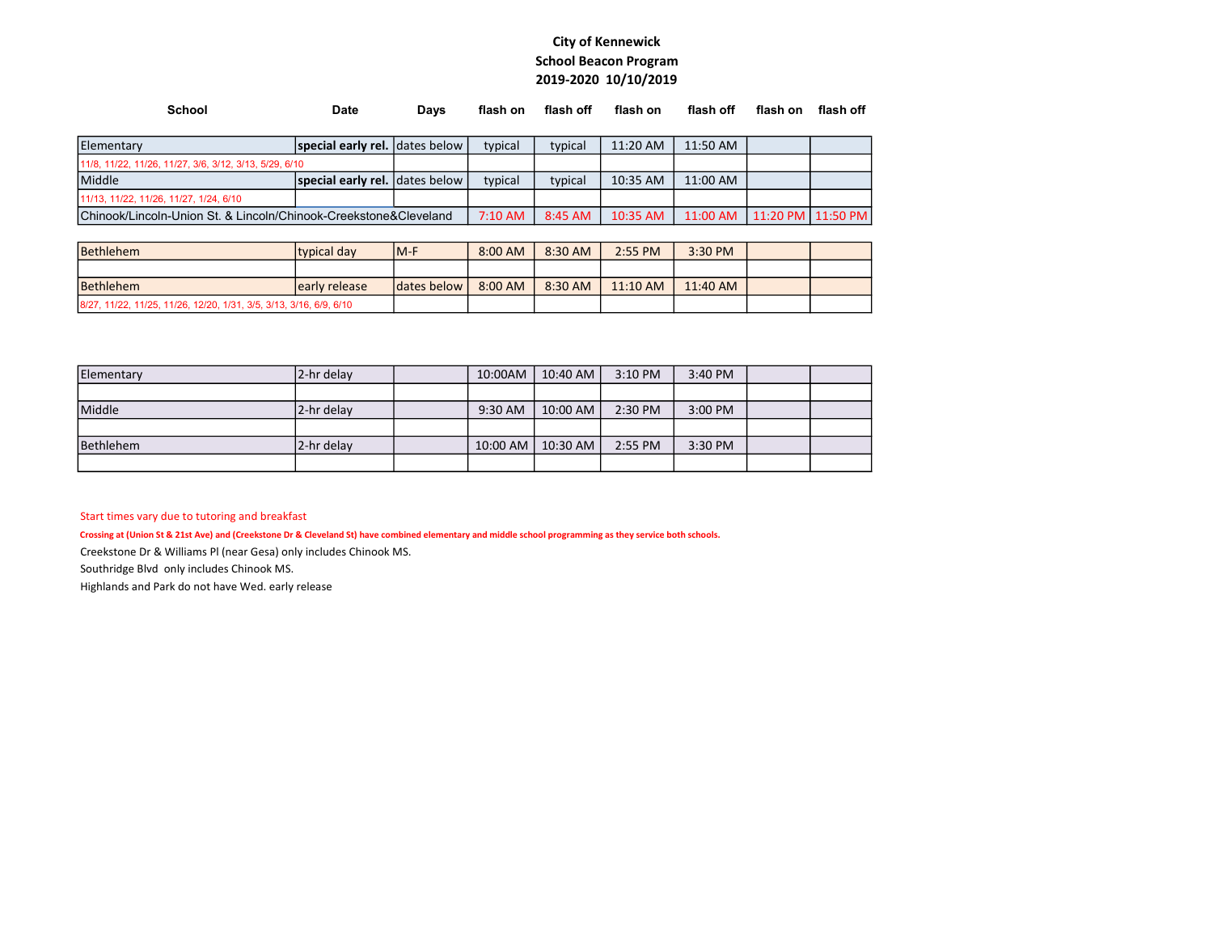**City of Kennewick**
**School Beacon Program**
**2019-2020 10/10/2019**

| School | Date | Days | flash on | flash off | flash on | flash off | flash on | flash off |
|---|---|---|---|---|---|---|---|---|
| Elementary | **special early rel.** | dates below | typical | typical | 11:20 AM | 11:50 AM | | |
| 11/8, 11/22, 11/26, 11/27, 3/6, 3/12, 3/13, 5/29, 6/10 | | | | | | | | |
| Middle | **special early rel.** | dates below | typical | typical | 10:35 AM | 11:00 AM | | |
| 11/13, 11/22, 11/26, 11/27, 1/24, 6/10 | | | | | | | | |
| Chinook/Lincoln-Union St. & Lincoln/Chinook-Creekstone&Cleveland | | | 7:10 AM | 8:45 AM | 10:35 AM | 11:00 AM | 11:20 PM | 11:50 PM |
| Bethlehem | typical day | M-F | 8:00 AM | 8:30 AM | 2:55 PM | 3:30 PM | | |
| | | | | | | | | |
| Bethlehem | early release | dates below | 8:00 AM | 8:30 AM | 11:10 AM | 11:40 AM | | |
| 8/27, 11/22, 11/25, 11/26, 12/20, 1/31, 3/5, 3/13, 3/16, 6/9, 6/10 | | | | | | | | |
| Elementary | 2-hr delay | | 10:00AM | 10:40 AM | 3:10 PM | 3:40 PM | | |
| | | | | | | | | |
| Middle | 2-hr delay | | 9:30 AM | 10:00 AM | 2:30 PM | 3:00 PM | | |
| | | | | | | | | |
| Bethlehem | 2-hr delay | | 10:00 AM | 10:30 AM | 2:55 PM | 3:30 PM | | |
| | | | | | | | | |

Start times vary due to tutoring and breakfast

**Crossing at (Union St & 21st Ave) and (Creekstone Dr & Cleveland St) have combined elementary and middle school programming as they service both schools.**

Creekstone Dr & Williams Pl (near Gesa) only includes Chinook MS.

Southridge Blvd only includes Chinook MS.

Highlands and Park do not have Wed. early release